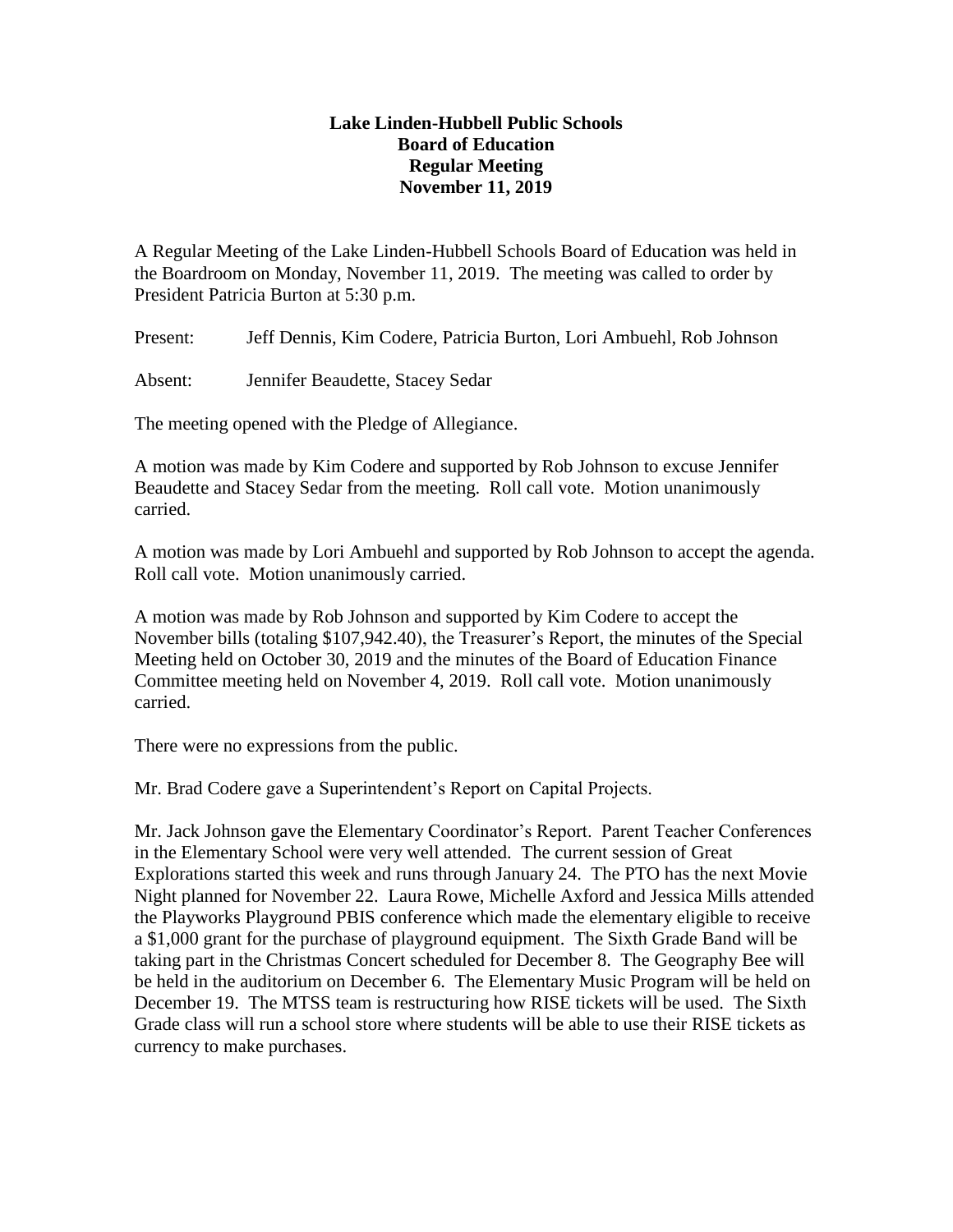# Lake Linden-Hubbell Public Schools
## Board of Education
## Regular Meeting
## November 11, 2019

A Regular Meeting of the Lake Linden-Hubbell Schools Board of Education was held in the Boardroom on Monday, November 11, 2019. The meeting was called to order by President Patricia Burton at 5:30 p.m.

Present: Jeff Dennis, Kim Codere, Patricia Burton, Lori Ambuehl, Rob Johnson

Absent: Jennifer Beaudette, Stacey Sedar

The meeting opened with the Pledge of Allegiance.

A motion was made by Kim Codere and supported by Rob Johnson to excuse Jennifer Beaudette and Stacey Sedar from the meeting. Roll call vote. Motion unanimously carried.

A motion was made by Lori Ambuehl and supported by Rob Johnson to accept the agenda. Roll call vote. Motion unanimously carried.

A motion was made by Rob Johnson and supported by Kim Codere to accept the November bills (totaling $107,942.40), the Treasurer's Report, the minutes of the Special Meeting held on October 30, 2019 and the minutes of the Board of Education Finance Committee meeting held on November 4, 2019. Roll call vote. Motion unanimously carried.

There were no expressions from the public.

Mr. Brad Codere gave a Superintendent's Report on Capital Projects.

Mr. Jack Johnson gave the Elementary Coordinator's Report. Parent Teacher Conferences in the Elementary School were very well attended. The current session of Great Explorations started this week and runs through January 24. The PTO has the next Movie Night planned for November 22. Laura Rowe, Michelle Axford and Jessica Mills attended the Playworks Playground PBIS conference which made the elementary eligible to receive a $1,000 grant for the purchase of playground equipment. The Sixth Grade Band will be taking part in the Christmas Concert scheduled for December 8. The Geography Bee will be held in the auditorium on December 6. The Elementary Music Program will be held on December 19. The MTSS team is restructuring how RISE tickets will be used. The Sixth Grade class will run a school store where students will be able to use their RISE tickets as currency to make purchases.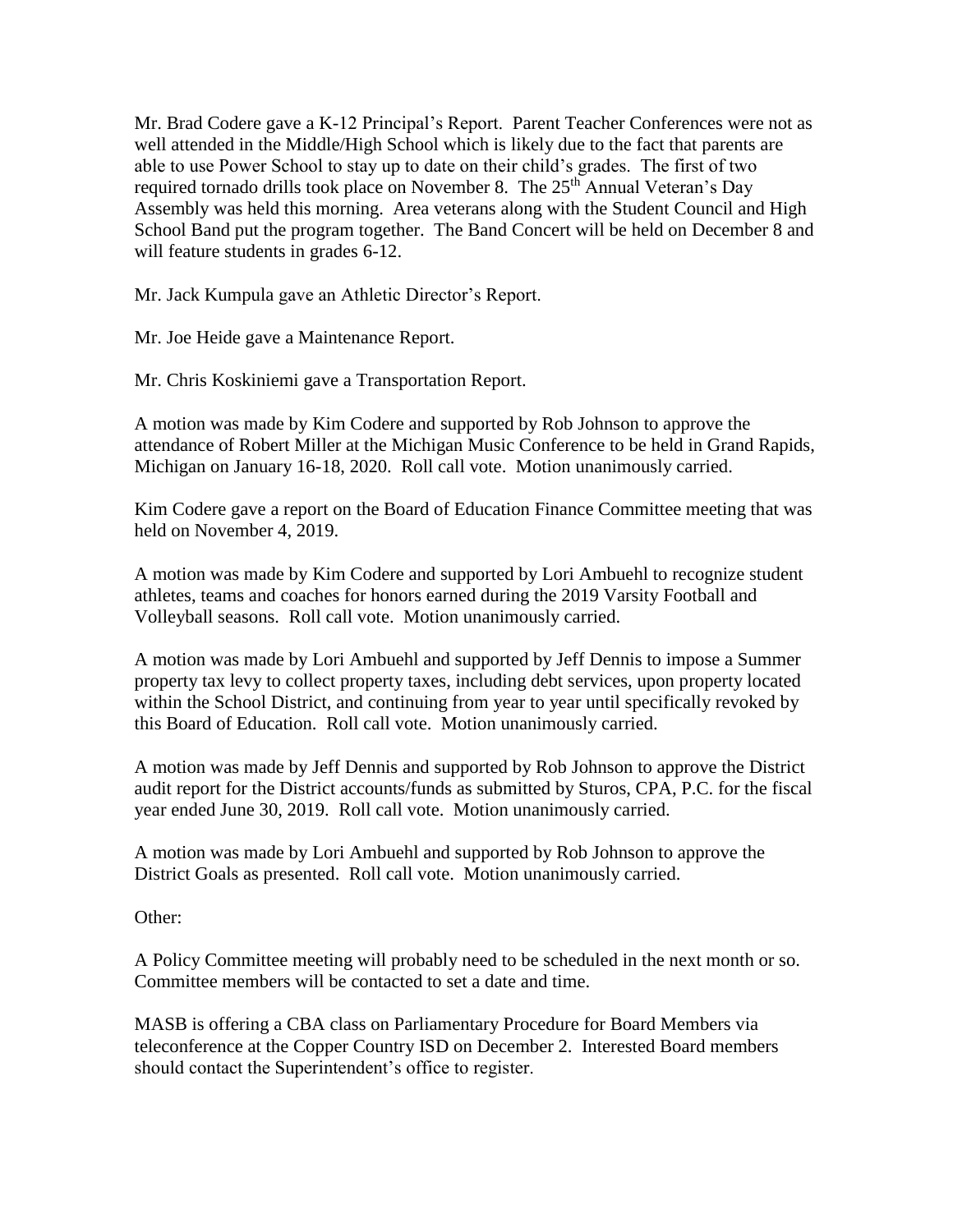Mr. Brad Codere gave a K-12 Principal's Report. Parent Teacher Conferences were not as well attended in the Middle/High School which is likely due to the fact that parents are able to use Power School to stay up to date on their child's grades. The first of two required tornado drills took place on November 8. The 25th Annual Veteran's Day Assembly was held this morning. Area veterans along with the Student Council and High School Band put the program together. The Band Concert will be held on December 8 and will feature students in grades 6-12.

Mr. Jack Kumpula gave an Athletic Director's Report.

Mr. Joe Heide gave a Maintenance Report.

Mr. Chris Koskiniemi gave a Transportation Report.

A motion was made by Kim Codere and supported by Rob Johnson to approve the attendance of Robert Miller at the Michigan Music Conference to be held in Grand Rapids, Michigan on January 16-18, 2020. Roll call vote. Motion unanimously carried.

Kim Codere gave a report on the Board of Education Finance Committee meeting that was held on November 4, 2019.

A motion was made by Kim Codere and supported by Lori Ambuehl to recognize student athletes, teams and coaches for honors earned during the 2019 Varsity Football and Volleyball seasons. Roll call vote. Motion unanimously carried.

A motion was made by Lori Ambuehl and supported by Jeff Dennis to impose a Summer property tax levy to collect property taxes, including debt services, upon property located within the School District, and continuing from year to year until specifically revoked by this Board of Education. Roll call vote. Motion unanimously carried.

A motion was made by Jeff Dennis and supported by Rob Johnson to approve the District audit report for the District accounts/funds as submitted by Sturos, CPA, P.C. for the fiscal year ended June 30, 2019. Roll call vote. Motion unanimously carried.

A motion was made by Lori Ambuehl and supported by Rob Johnson to approve the District Goals as presented. Roll call vote. Motion unanimously carried.

Other:

A Policy Committee meeting will probably need to be scheduled in the next month or so. Committee members will be contacted to set a date and time.

MASB is offering a CBA class on Parliamentary Procedure for Board Members via teleconference at the Copper Country ISD on December 2. Interested Board members should contact the Superintendent's office to register.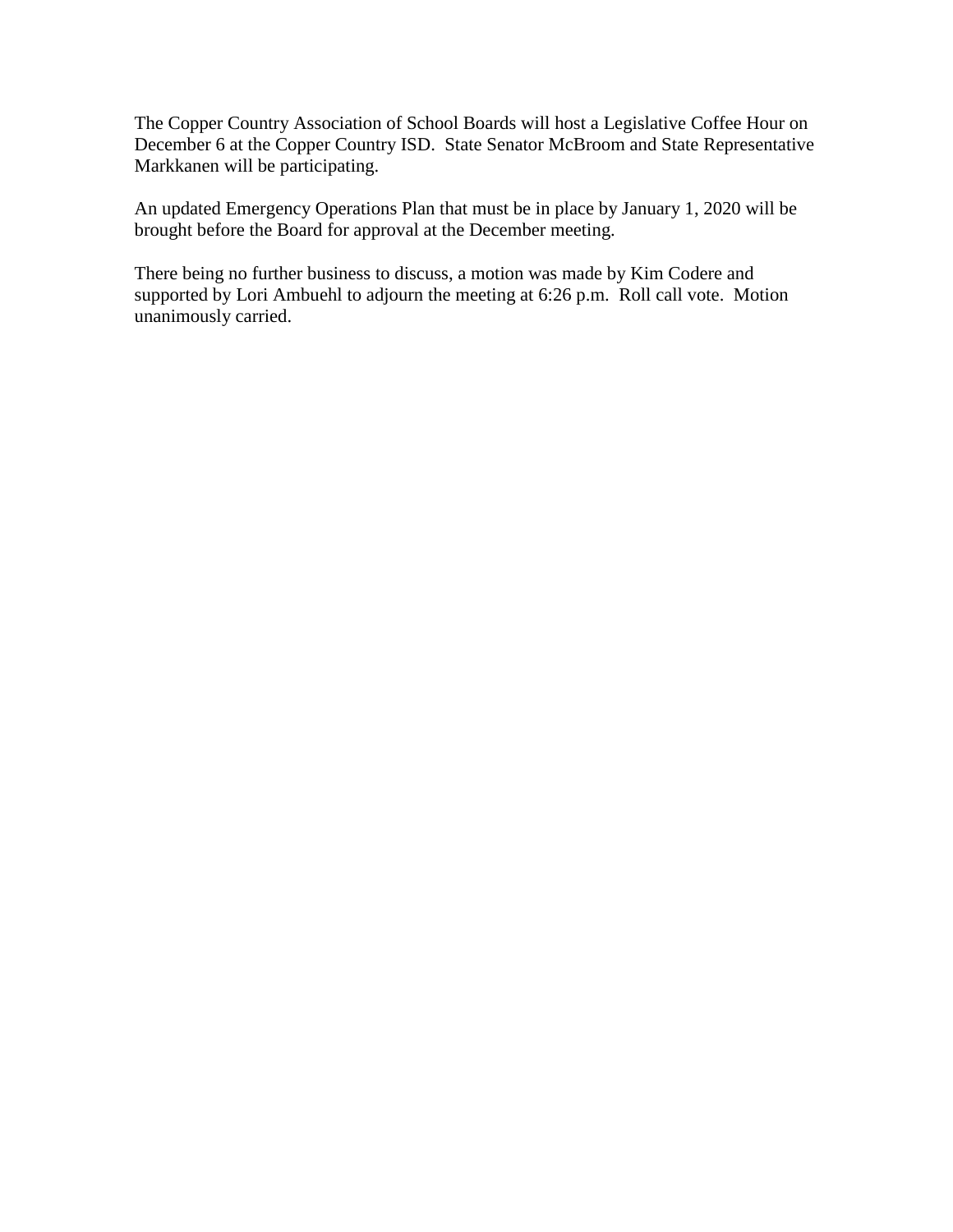The Copper Country Association of School Boards will host a Legislative Coffee Hour on December 6 at the Copper Country ISD. State Senator McBroom and State Representative Markkanen will be participating.

An updated Emergency Operations Plan that must be in place by January 1, 2020 will be brought before the Board for approval at the December meeting.

There being no further business to discuss, a motion was made by Kim Codere and supported by Lori Ambuehl to adjourn the meeting at 6:26 p.m. Roll call vote. Motion unanimously carried.